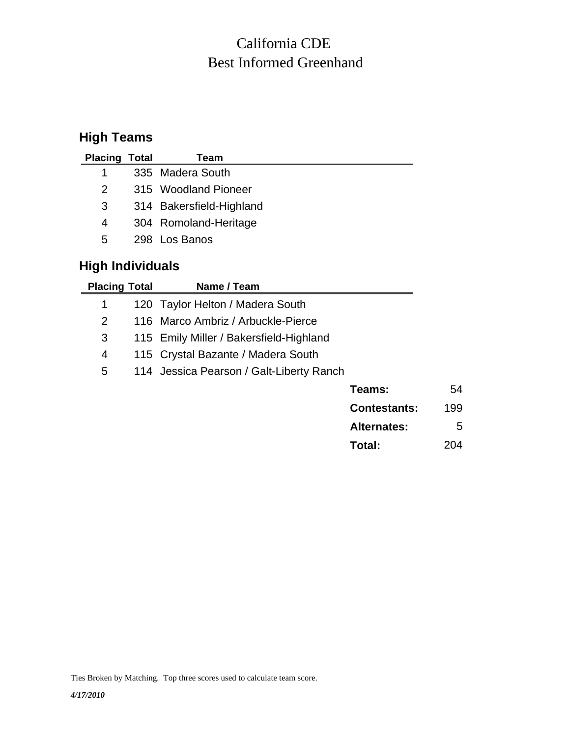# California CDE
# Best Informed Greenhand

## High Teams

| Placing | Total | Team |
|---|---|---|
| 1 | 335 | Madera South |
| 2 | 315 | Woodland Pioneer |
| 3 | 314 | Bakersfield-Highland |
| 4 | 304 | Romoland-Heritage |
| 5 | 298 | Los Banos |

## High Individuals

| Placing | Total | Name / Team |
|---|---|---|
| 1 | 120 | Taylor Helton / Madera South |
| 2 | 116 | Marco Ambriz / Arbuckle-Pierce |
| 3 | 115 | Emily Miller / Bakersfield-Highland |
| 4 | 115 | Crystal Bazante / Madera South |
| 5 | 114 | Jessica Pearson / Galt-Liberty Ranch |

| | |
|---|---|
| **Teams:** | 54 |
| **Contestants:** | 199 |
| **Alternates:** | 5 |
| **Total:** | 204 |

Ties Broken by Matching. Top three scores used to calculate team score.

*4/17/2010*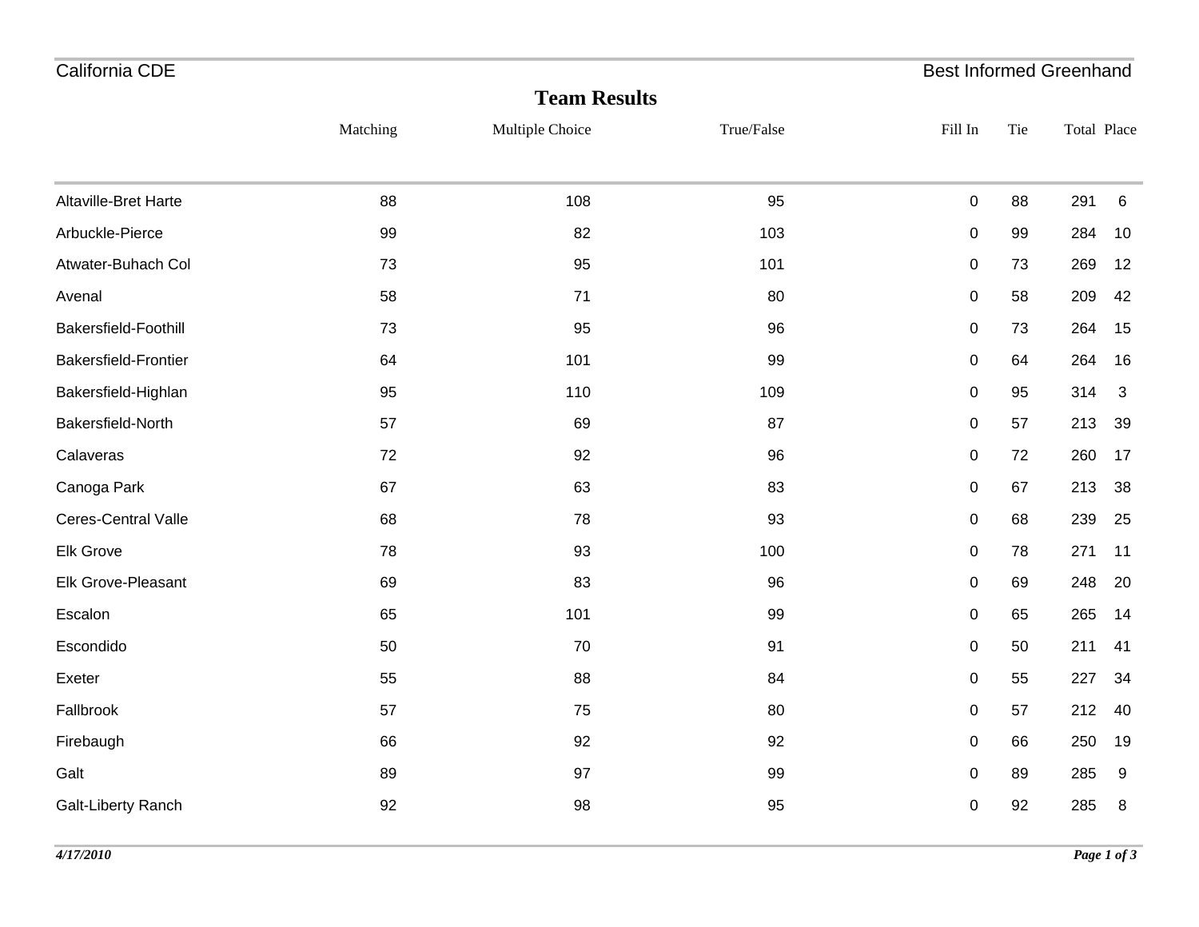California CDE — Best Informed Greenhand

## Team Results

| | Matching | Multiple Choice | True/False | Fill In | Tie | Total | Place |
|---|---|---|---|---|---|---|---|
| Altaville-Bret Harte | 88 | 108 | 95 | 0 | 88 | 291 | 6 |
| Arbuckle-Pierce | 99 | 82 | 103 | 0 | 99 | 284 | 10 |
| Atwater-Buhach Col | 73 | 95 | 101 | 0 | 73 | 269 | 12 |
| Avenal | 58 | 71 | 80 | 0 | 58 | 209 | 42 |
| Bakersfield-Foothill | 73 | 95 | 96 | 0 | 73 | 264 | 15 |
| Bakersfield-Frontier | 64 | 101 | 99 | 0 | 64 | 264 | 16 |
| Bakersfield-Highlan | 95 | 110 | 109 | 0 | 95 | 314 | 3 |
| Bakersfield-North | 57 | 69 | 87 | 0 | 57 | 213 | 39 |
| Calaveras | 72 | 92 | 96 | 0 | 72 | 260 | 17 |
| Canoga Park | 67 | 63 | 83 | 0 | 67 | 213 | 38 |
| Ceres-Central Valle | 68 | 78 | 93 | 0 | 68 | 239 | 25 |
| Elk Grove | 78 | 93 | 100 | 0 | 78 | 271 | 11 |
| Elk Grove-Pleasant | 69 | 83 | 96 | 0 | 69 | 248 | 20 |
| Escalon | 65 | 101 | 99 | 0 | 65 | 265 | 14 |
| Escondido | 50 | 70 | 91 | 0 | 50 | 211 | 41 |
| Exeter | 55 | 88 | 84 | 0 | 55 | 227 | 34 |
| Fallbrook | 57 | 75 | 80 | 0 | 57 | 212 | 40 |
| Firebaugh | 66 | 92 | 92 | 0 | 66 | 250 | 19 |
| Galt | 89 | 97 | 99 | 0 | 89 | 285 | 9 |
| Galt-Liberty Ranch | 92 | 98 | 95 | 0 | 92 | 285 | 8 |

*4/17/2010*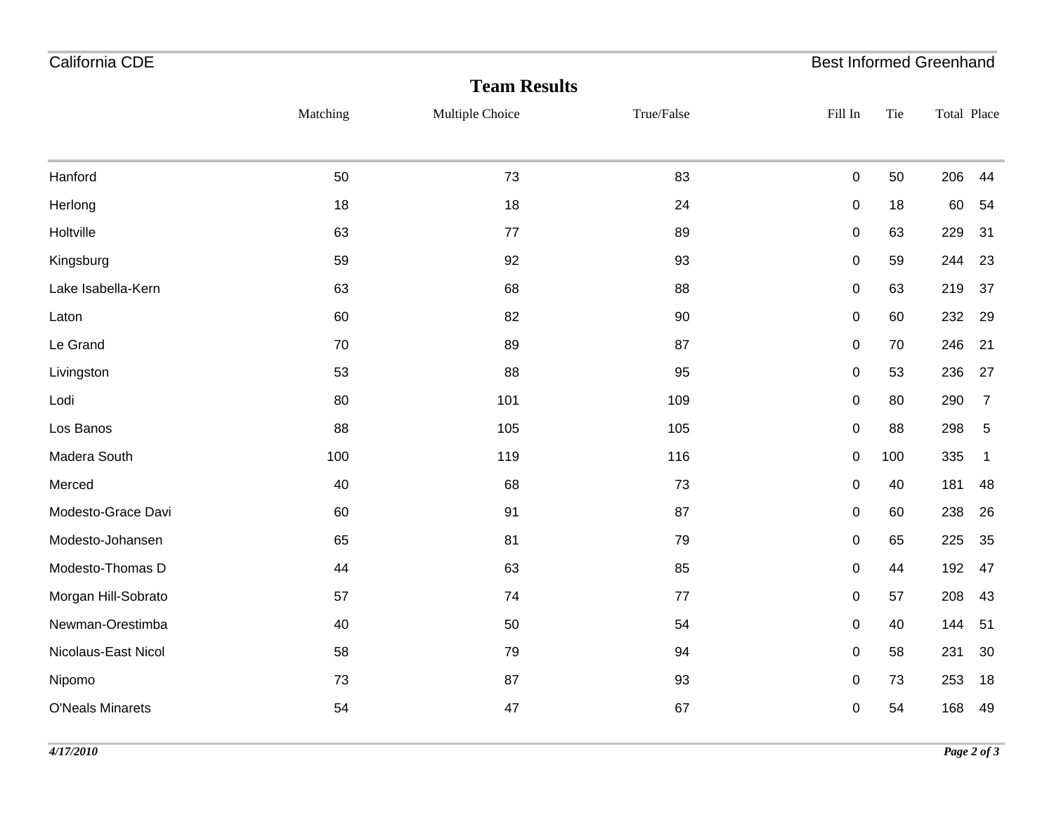## Team Results

| | Matching | Multiple Choice | True/False | Fill In | Tie | Total | Place |
|---|---|---|---|---|---|---|---|
| Hanford | 50 | 73 | 83 | 0 | 50 | 206 | 44 |
| Herlong | 18 | 18 | 24 | 0 | 18 | 60 | 54 |
| Holtville | 63 | 77 | 89 | 0 | 63 | 229 | 31 |
| Kingsburg | 59 | 92 | 93 | 0 | 59 | 244 | 23 |
| Lake Isabella-Kern | 63 | 68 | 88 | 0 | 63 | 219 | 37 |
| Laton | 60 | 82 | 90 | 0 | 60 | 232 | 29 |
| Le Grand | 70 | 89 | 87 | 0 | 70 | 246 | 21 |
| Livingston | 53 | 88 | 95 | 0 | 53 | 236 | 27 |
| Lodi | 80 | 101 | 109 | 0 | 80 | 290 | 7 |
| Los Banos | 88 | 105 | 105 | 0 | 88 | 298 | 5 |
| Madera South | 100 | 119 | 116 | 0 | 100 | 335 | 1 |
| Merced | 40 | 68 | 73 | 0 | 40 | 181 | 48 |
| Modesto-Grace Davi | 60 | 91 | 87 | 0 | 60 | 238 | 26 |
| Modesto-Johansen | 65 | 81 | 79 | 0 | 65 | 225 | 35 |
| Modesto-Thomas D | 44 | 63 | 85 | 0 | 44 | 192 | 47 |
| Morgan Hill-Sobrato | 57 | 74 | 77 | 0 | 57 | 208 | 43 |
| Newman-Orestimba | 40 | 50 | 54 | 0 | 40 | 144 | 51 |
| Nicolaus-East Nicol | 58 | 79 | 94 | 0 | 58 | 231 | 30 |
| Nipomo | 73 | 87 | 93 | 0 | 73 | 253 | 18 |
| O'Neals Minarets | 54 | 47 | 67 | 0 | 54 | 168 | 49 |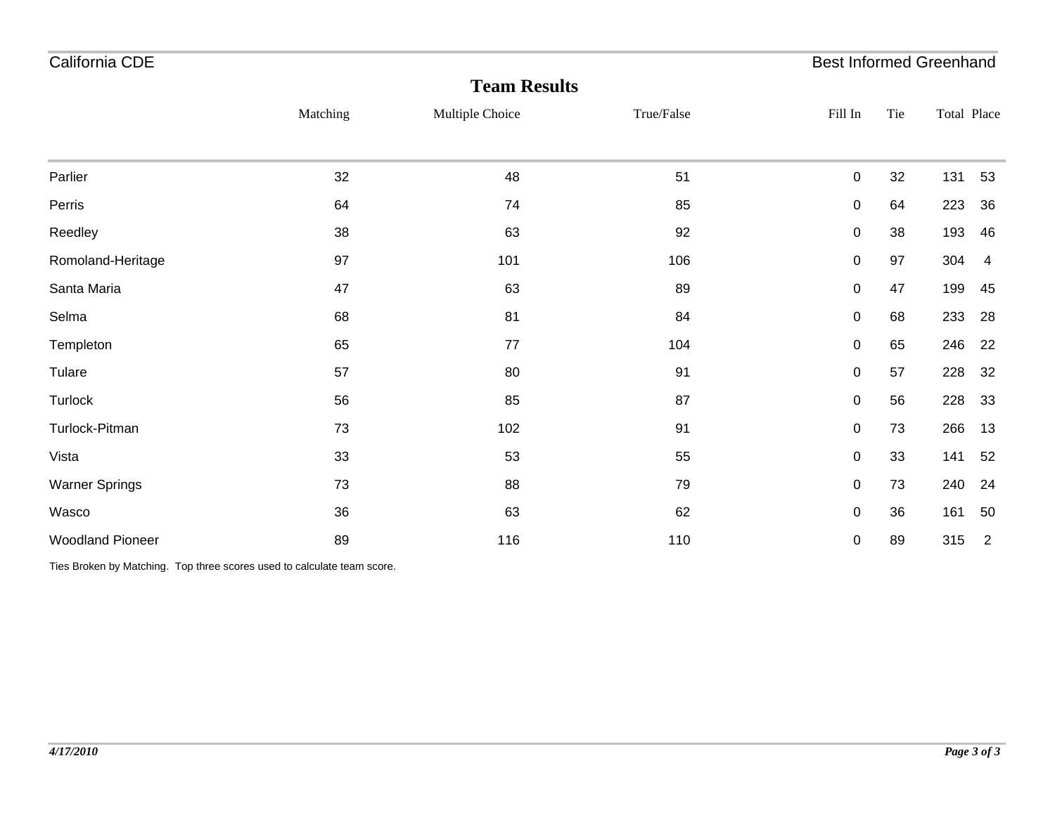California CDE — Best Informed Greenhand

## Team Results

| | Matching | Multiple Choice | True/False | Fill In | Tie | Total | Place |
|---|---|---|---|---|---|---|---|
| Parlier | 32 | 48 | 51 | 0 | 32 | 131 | 53 |
| Perris | 64 | 74 | 85 | 0 | 64 | 223 | 36 |
| Reedley | 38 | 63 | 92 | 0 | 38 | 193 | 46 |
| Romoland-Heritage | 97 | 101 | 106 | 0 | 97 | 304 | 4 |
| Santa Maria | 47 | 63 | 89 | 0 | 47 | 199 | 45 |
| Selma | 68 | 81 | 84 | 0 | 68 | 233 | 28 |
| Templeton | 65 | 77 | 104 | 0 | 65 | 246 | 22 |
| Tulare | 57 | 80 | 91 | 0 | 57 | 228 | 32 |
| Turlock | 56 | 85 | 87 | 0 | 56 | 228 | 33 |
| Turlock-Pitman | 73 | 102 | 91 | 0 | 73 | 266 | 13 |
| Vista | 33 | 53 | 55 | 0 | 33 | 141 | 52 |
| Warner Springs | 73 | 88 | 79 | 0 | 73 | 240 | 24 |
| Wasco | 36 | 63 | 62 | 0 | 36 | 161 | 50 |
| Woodland Pioneer | 89 | 116 | 110 | 0 | 89 | 315 | 2 |

Ties Broken by Matching. Top three scores used to calculate team score.

*4/17/2010*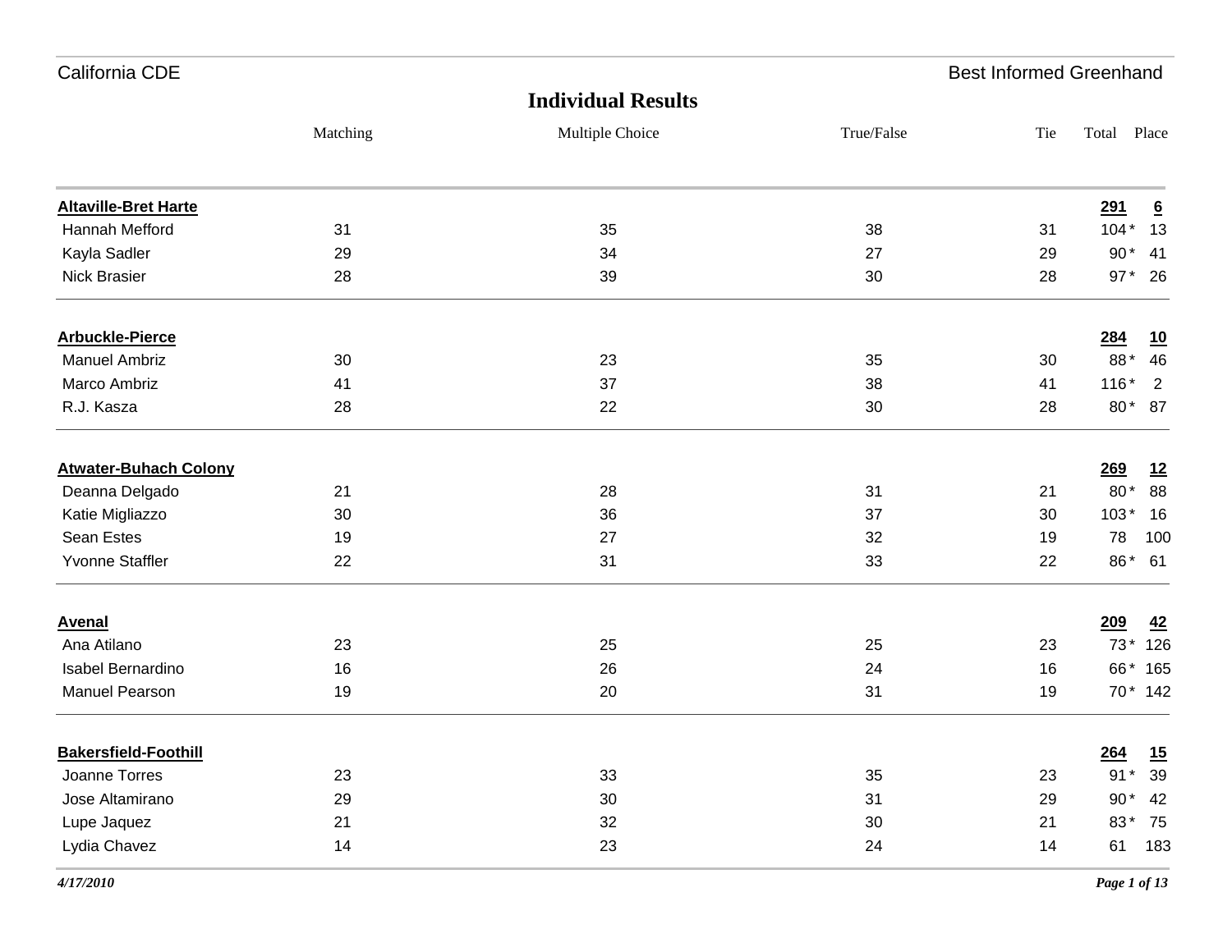## Individual Results

| | Matching | Multiple Choice | True/False | Tie | Total | Place |
|---|---|---|---|---|---|---|
| **Altaville-Bret Harte** | | | | | **291** | **6** |
| Hannah Mefford | 31 | 35 | 38 | 31 | 104 * | 13 |
| Kayla Sadler | 29 | 34 | 27 | 29 | 90 * | 41 |
| Nick Brasier | 28 | 39 | 30 | 28 | 97 * | 26 |
| **Arbuckle-Pierce** | | | | | **284** | **10** |
| Manuel Ambriz | 30 | 23 | 35 | 30 | 88 * | 46 |
| Marco Ambriz | 41 | 37 | 38 | 41 | 116 * | 2 |
| R.J. Kasza | 28 | 22 | 30 | 28 | 80 * | 87 |
| **Atwater-Buhach Colony** | | | | | **269** | **12** |
| Deanna Delgado | 21 | 28 | 31 | 21 | 80 * | 88 |
| Katie Migliazzo | 30 | 36 | 37 | 30 | 103 * | 16 |
| Sean Estes | 19 | 27 | 32 | 19 | 78 | 100 |
| Yvonne Staffler | 22 | 31 | 33 | 22 | 86 * | 61 |
| **Avenal** | | | | | **209** | **42** |
| Ana Atilano | 23 | 25 | 25 | 23 | 73 * | 126 |
| Isabel Bernardino | 16 | 26 | 24 | 16 | 66 * | 165 |
| Manuel Pearson | 19 | 20 | 31 | 19 | 70 * | 142 |
| **Bakersfield-Foothill** | | | | | **264** | **15** |
| Joanne Torres | 23 | 33 | 35 | 23 | 91 * | 39 |
| Jose Altamirano | 29 | 30 | 31 | 29 | 90 * | 42 |
| Lupe Jaquez | 21 | 32 | 30 | 21 | 83 * | 75 |
| Lydia Chavez | 14 | 23 | 24 | 14 | 61 | 183 |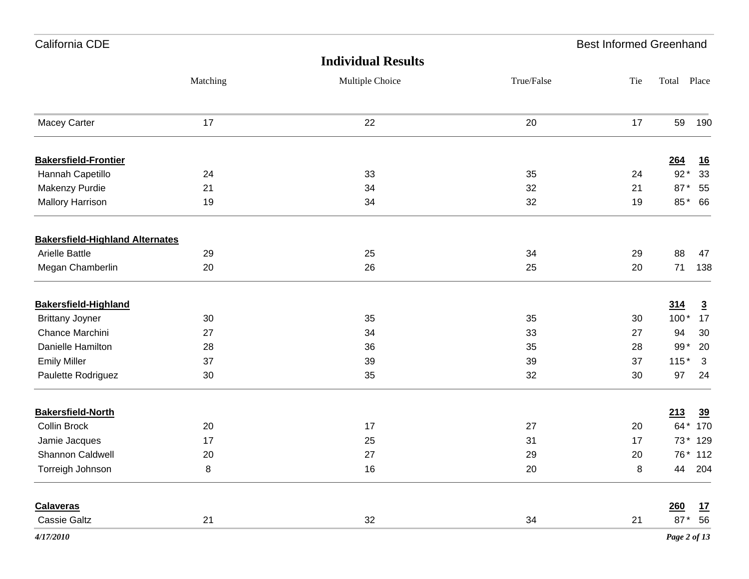## Individual Results

| | Matching | Multiple Choice | True/False | Tie | Total | Place |
|---|---|---|---|---|---|---|
| Macey Carter | 17 | 22 | 20 | 17 | 59 | 190 |
| **Bakersfield-Frontier** | | | | | **264** | **16** |
| Hannah Capetillo | 24 | 33 | 35 | 24 | 92 * | 33 |
| Makenzy Purdie | 21 | 34 | 32 | 21 | 87 * | 55 |
| Mallory Harrison | 19 | 34 | 32 | 19 | 85 * | 66 |
| **Bakersfield-Highland Alternates** | | | | | | |
| Arielle Battle | 29 | 25 | 34 | 29 | 88 | 47 |
| Megan Chamberlin | 20 | 26 | 25 | 20 | 71 | 138 |
| **Bakersfield-Highland** | | | | | **314** | **3** |
| Brittany Joyner | 30 | 35 | 35 | 30 | 100 * | 17 |
| Chance Marchini | 27 | 34 | 33 | 27 | 94 | 30 |
| Danielle Hamilton | 28 | 36 | 35 | 28 | 99 * | 20 |
| Emily Miller | 37 | 39 | 39 | 37 | 115 * | 3 |
| Paulette Rodriguez | 30 | 35 | 32 | 30 | 97 | 24 |
| **Bakersfield-North** | | | | | **213** | **39** |
| Collin Brock | 20 | 17 | 27 | 20 | 64 * | 170 |
| Jamie Jacques | 17 | 25 | 31 | 17 | 73 * | 129 |
| Shannon Caldwell | 20 | 27 | 29 | 20 | 76 * | 112 |
| Torreigh Johnson | 8 | 16 | 20 | 8 | 44 | 204 |
| **Calaveras** | | | | | **260** | **17** |
| Cassie Galtz | 21 | 32 | 34 | 21 | 87 * | 56 |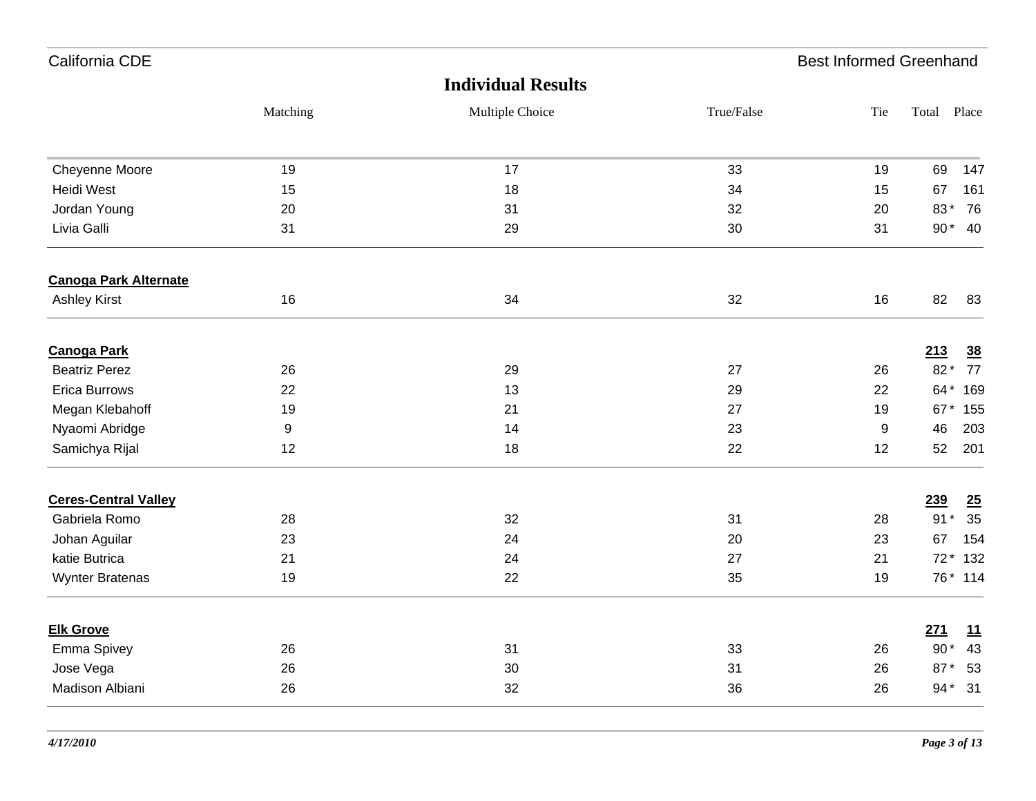## Individual Results

| | Matching | Multiple Choice | True/False | Tie | Total | Place |
|---|---|---|---|---|---|---|
| Cheyenne Moore | 19 | 17 | 33 | 19 | 69 | 147 |
| Heidi West | 15 | 18 | 34 | 15 | 67 | 161 |
| Jordan Young | 20 | 31 | 32 | 20 | 83 * | 76 |
| Livia Galli | 31 | 29 | 30 | 31 | 90 * | 40 |
| **Canoga Park Alternate** | | | | | | |
| Ashley Kirst | 16 | 34 | 32 | 16 | 82 | 83 |
| **Canoga Park** | | | | | **213** | **38** |
| Beatriz Perez | 26 | 29 | 27 | 26 | 82 * | 77 |
| Erica Burrows | 22 | 13 | 29 | 22 | 64 * | 169 |
| Megan Klebahoff | 19 | 21 | 27 | 19 | 67 * | 155 |
| Nyaomi Abridge | 9 | 14 | 23 | 9 | 46 | 203 |
| Samichya Rijal | 12 | 18 | 22 | 12 | 52 | 201 |
| **Ceres-Central Valley** | | | | | **239** | **25** |
| Gabriela Romo | 28 | 32 | 31 | 28 | 91 * | 35 |
| Johan Aguilar | 23 | 24 | 20 | 23 | 67 | 154 |
| katie Butrica | 21 | 24 | 27 | 21 | 72 * | 132 |
| Wynter Bratenas | 19 | 22 | 35 | 19 | 76 * | 114 |
| **Elk Grove** | | | | | **271** | **11** |
| Emma Spivey | 26 | 31 | 33 | 26 | 90 * | 43 |
| Jose Vega | 26 | 30 | 31 | 26 | 87 * | 53 |
| Madison Albiani | 26 | 32 | 36 | 26 | 94 * | 31 |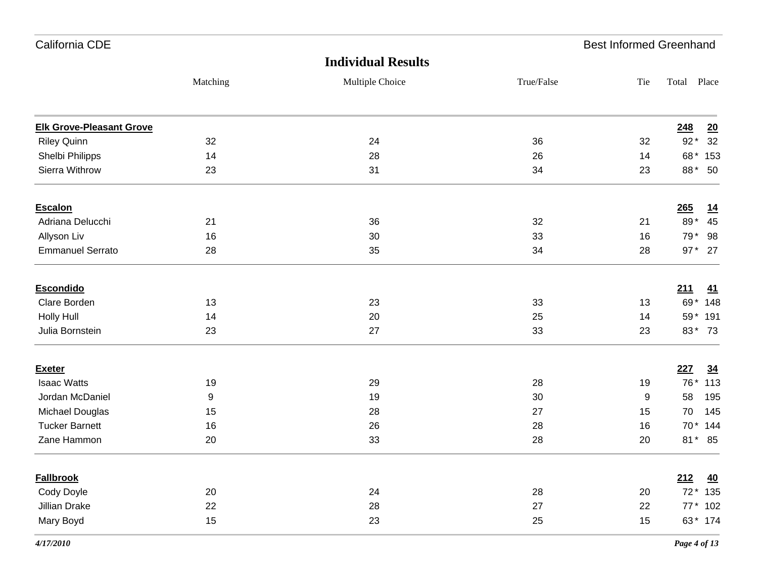California CDE — Best Informed Greenhand

## Individual Results

| | Matching | Multiple Choice | True/False | Tie | Total | Place |
|---|---|---|---|---|---|---|
| **Elk Grove-Pleasant Grove** | | | | | **248** | **20** |
| Riley Quinn | 32 | 24 | 36 | 32 | 92 * | 32 |
| Shelbi Philipps | 14 | 28 | 26 | 14 | 68 * | 153 |
| Sierra Withrow | 23 | 31 | 34 | 23 | 88 * | 50 |
| **Escalon** | | | | | **265** | **14** |
| Adriana Delucchi | 21 | 36 | 32 | 21 | 89 * | 45 |
| Allyson Liv | 16 | 30 | 33 | 16 | 79 * | 98 |
| Emmanuel Serrato | 28 | 35 | 34 | 28 | 97 * | 27 |
| **Escondido** | | | | | **211** | **41** |
| Clare Borden | 13 | 23 | 33 | 13 | 69 * | 148 |
| Holly Hull | 14 | 20 | 25 | 14 | 59 * | 191 |
| Julia Bornstein | 23 | 27 | 33 | 23 | 83 * | 73 |
| **Exeter** | | | | | **227** | **34** |
| Isaac Watts | 19 | 29 | 28 | 19 | 76 * | 113 |
| Jordan McDaniel | 9 | 19 | 30 | 9 | 58 | 195 |
| Michael Douglas | 15 | 28 | 27 | 15 | 70 | 145 |
| Tucker Barnett | 16 | 26 | 28 | 16 | 70 * | 144 |
| Zane Hammon | 20 | 33 | 28 | 20 | 81 * | 85 |
| **Fallbrook** | | | | | **212** | **40** |
| Cody Doyle | 20 | 24 | 28 | 20 | 72 * | 135 |
| Jillian Drake | 22 | 28 | 27 | 22 | 77 * | 102 |
| Mary Boyd | 15 | 23 | 25 | 15 | 63 * | 174 |

*4/17/2010*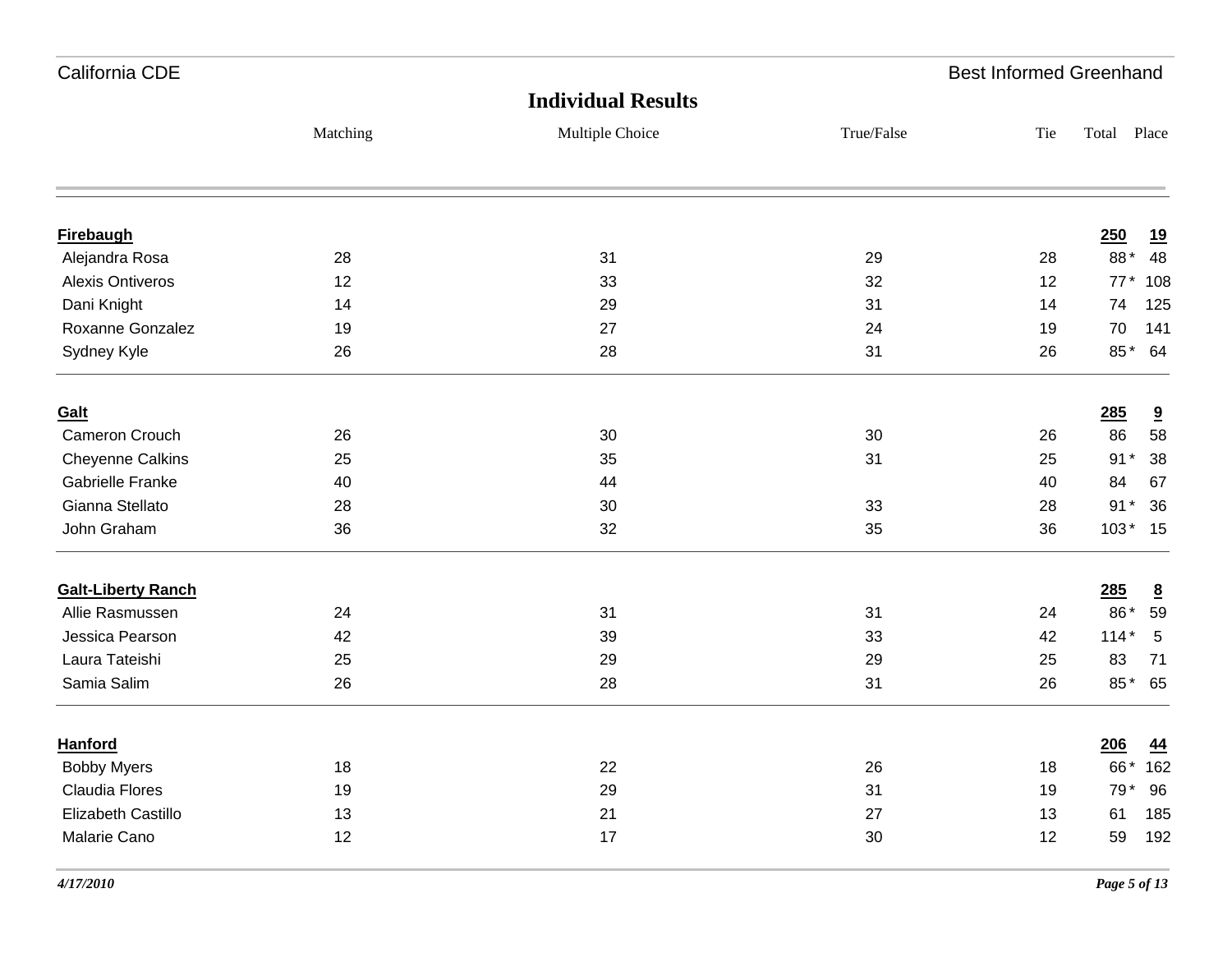California CDE — Best Informed Greenhand

## Individual Results

| | Matching | Multiple Choice | True/False | Tie | Total | Place |
|---|---|---|---|---|---|---|
| **Firebaugh** | | | | | **250** | **19** |
| Alejandra Rosa | 28 | 31 | 29 | 28 | 88 * | 48 |
| Alexis Ontiveros | 12 | 33 | 32 | 12 | 77 * | 108 |
| Dani Knight | 14 | 29 | 31 | 14 | 74 | 125 |
| Roxanne Gonzalez | 19 | 27 | 24 | 19 | 70 | 141 |
| Sydney Kyle | 26 | 28 | 31 | 26 | 85 * | 64 |
| **Galt** | | | | | **285** | **9** |
| Cameron Crouch | 26 | 30 | 30 | 26 | 86 | 58 |
| Cheyenne Calkins | 25 | 35 | 31 | 25 | 91 * | 38 |
| Gabrielle Franke | 40 | 44 | | 40 | 84 | 67 |
| Gianna Stellato | 28 | 30 | 33 | 28 | 91 * | 36 |
| John Graham | 36 | 32 | 35 | 36 | 103 * | 15 |
| **Galt-Liberty Ranch** | | | | | **285** | **8** |
| Allie Rasmussen | 24 | 31 | 31 | 24 | 86 * | 59 |
| Jessica Pearson | 42 | 39 | 33 | 42 | 114 * | 5 |
| Laura Tateishi | 25 | 29 | 29 | 25 | 83 | 71 |
| Samia Salim | 26 | 28 | 31 | 26 | 85 * | 65 |
| **Hanford** | | | | | **206** | **44** |
| Bobby Myers | 18 | 22 | 26 | 18 | 66 * | 162 |
| Claudia Flores | 19 | 29 | 31 | 19 | 79 * | 96 |
| Elizabeth Castillo | 13 | 21 | 27 | 13 | 61 | 185 |
| Malarie Cano | 12 | 17 | 30 | 12 | 59 | 192 |

*4/17/2010*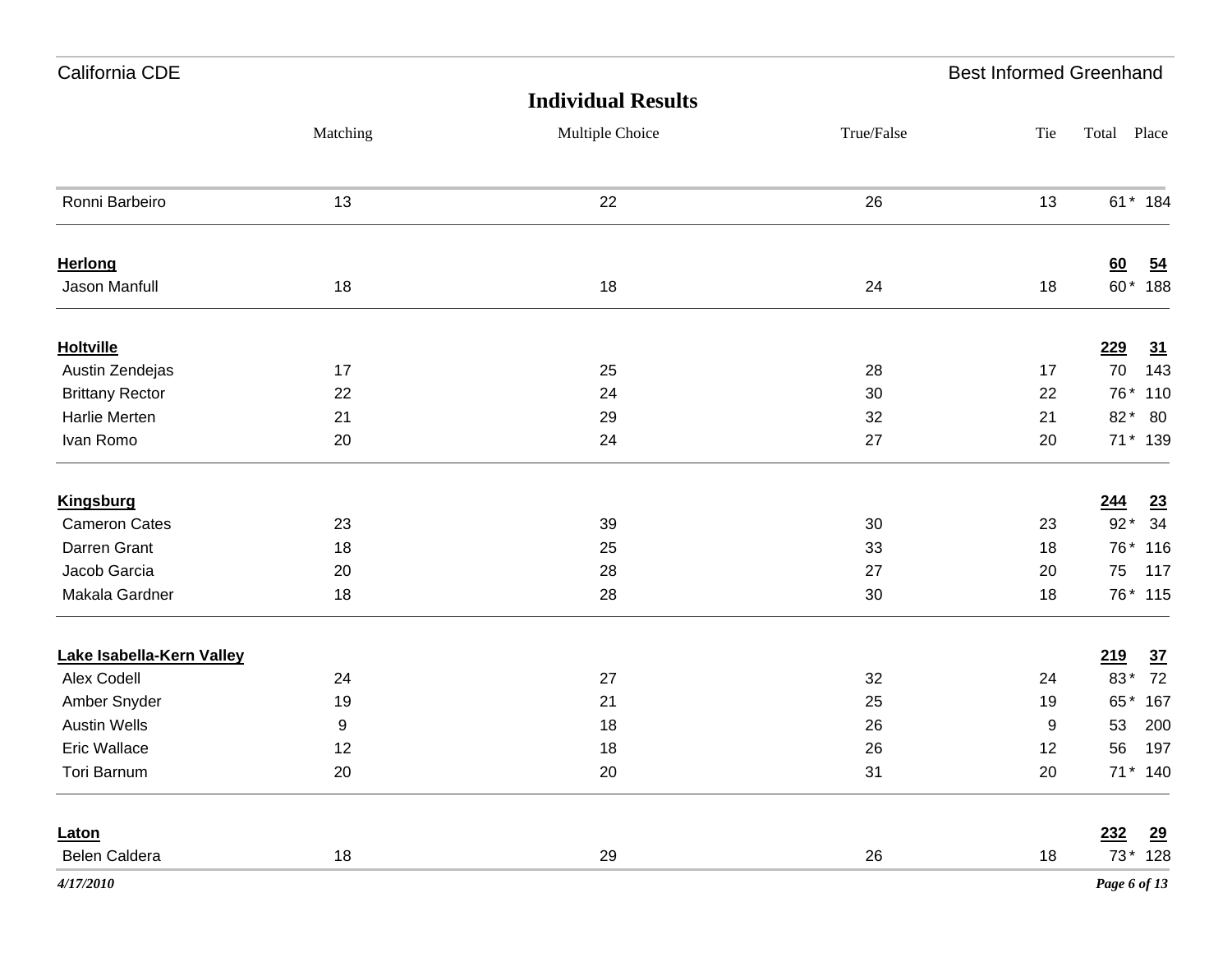# Individual Results

| | Matching | Multiple Choice | True/False | Tie | Total | Place |
|---|---|---|---|---|---|---|
| Ronni Barbeiro | 13 | 22 | 26 | 13 | 61 * | 184 |
| **Herlong** | | | | | **60** | **54** |
| Jason Manfull | 18 | 18 | 24 | 18 | 60 * | 188 |
| **Holtville** | | | | | **229** | **31** |
| Austin Zendejas | 17 | 25 | 28 | 17 | 70 | 143 |
| Brittany Rector | 22 | 24 | 30 | 22 | 76 * | 110 |
| Harlie Merten | 21 | 29 | 32 | 21 | 82 * | 80 |
| Ivan Romo | 20 | 24 | 27 | 20 | 71 * | 139 |
| **Kingsburg** | | | | | **244** | **23** |
| Cameron Cates | 23 | 39 | 30 | 23 | 92 * | 34 |
| Darren Grant | 18 | 25 | 33 | 18 | 76 * | 116 |
| Jacob Garcia | 20 | 28 | 27 | 20 | 75 | 117 |
| Makala Gardner | 18 | 28 | 30 | 18 | 76 * | 115 |
| **Lake Isabella-Kern Valley** | | | | | **219** | **37** |
| Alex Codell | 24 | 27 | 32 | 24 | 83 * | 72 |
| Amber Snyder | 19 | 21 | 25 | 19 | 65 * | 167 |
| Austin Wells | 9 | 18 | 26 | 9 | 53 | 200 |
| Eric Wallace | 12 | 18 | 26 | 12 | 56 | 197 |
| Tori Barnum | 20 | 20 | 31 | 20 | 71 * | 140 |
| **Laton** | | | | | **232** | **29** |
| Belen Caldera | 18 | 29 | 26 | 18 | 73 * | 128 |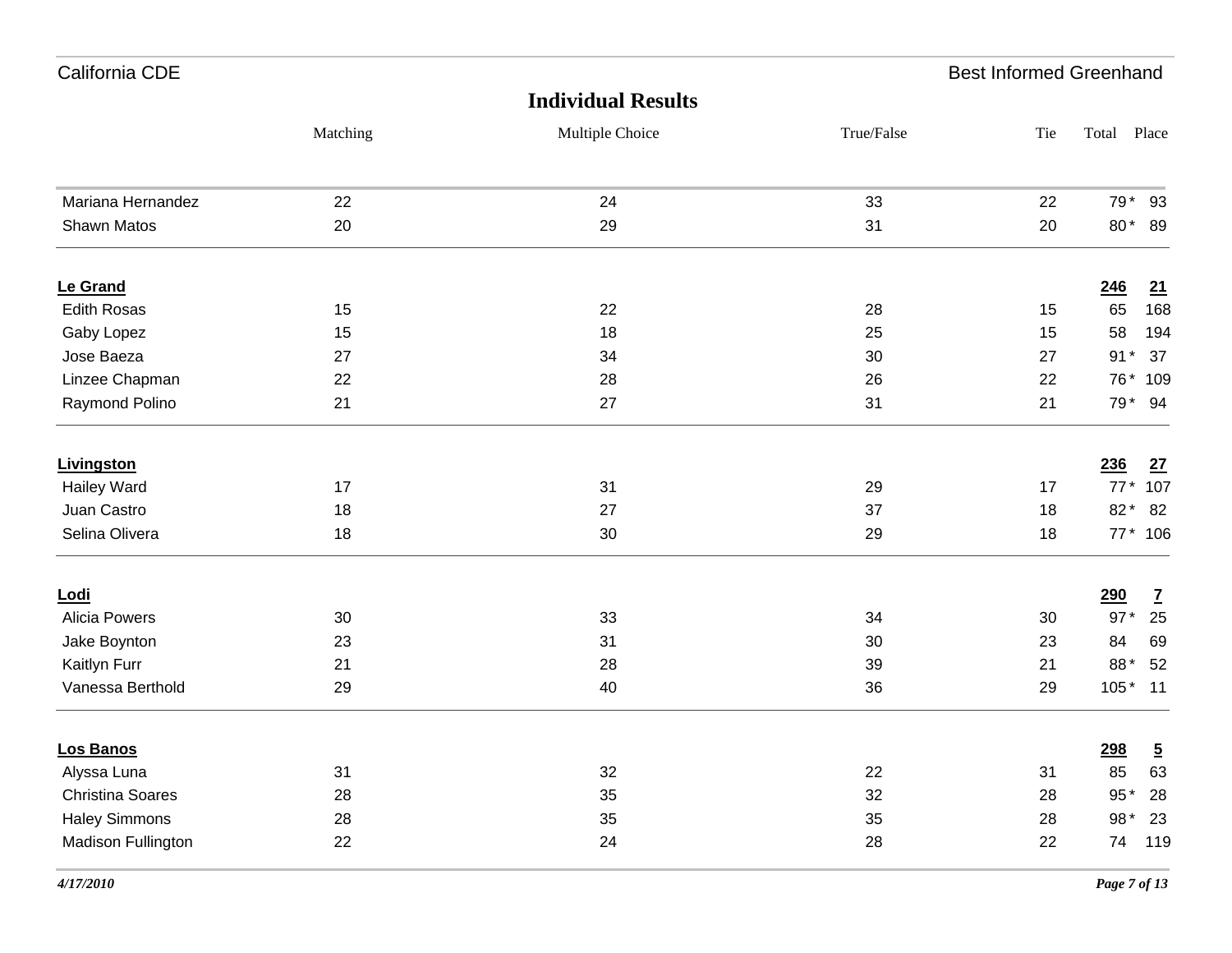## Individual Results

| | Matching | Multiple Choice | True/False | Tie | Total | Place |
|---|---|---|---|---|---|---|
| Mariana Hernandez | 22 | 24 | 33 | 22 | 79 * | 93 |
| Shawn Matos | 20 | 29 | 31 | 20 | 80 * | 89 |
| **Le Grand** | | | | | **246** | **21** |
| Edith Rosas | 15 | 22 | 28 | 15 | 65 | 168 |
| Gaby Lopez | 15 | 18 | 25 | 15 | 58 | 194 |
| Jose Baeza | 27 | 34 | 30 | 27 | 91 * | 37 |
| Linzee Chapman | 22 | 28 | 26 | 22 | 76 * | 109 |
| Raymond Polino | 21 | 27 | 31 | 21 | 79 * | 94 |
| **Livingston** | | | | | **236** | **27** |
| Hailey Ward | 17 | 31 | 29 | 17 | 77 * | 107 |
| Juan Castro | 18 | 27 | 37 | 18 | 82 * | 82 |
| Selina Olivera | 18 | 30 | 29 | 18 | 77 * | 106 |
| **Lodi** | | | | | **290** | **7** |
| Alicia Powers | 30 | 33 | 34 | 30 | 97 * | 25 |
| Jake Boynton | 23 | 31 | 30 | 23 | 84 | 69 |
| Kaitlyn Furr | 21 | 28 | 39 | 21 | 88 * | 52 |
| Vanessa Berthold | 29 | 40 | 36 | 29 | 105 * | 11 |
| **Los Banos** | | | | | **298** | **5** |
| Alyssa Luna | 31 | 32 | 22 | 31 | 85 | 63 |
| Christina Soares | 28 | 35 | 32 | 28 | 95 * | 28 |
| Haley Simmons | 28 | 35 | 35 | 28 | 98 * | 23 |
| Madison Fullington | 22 | 24 | 28 | 22 | 74 | 119 |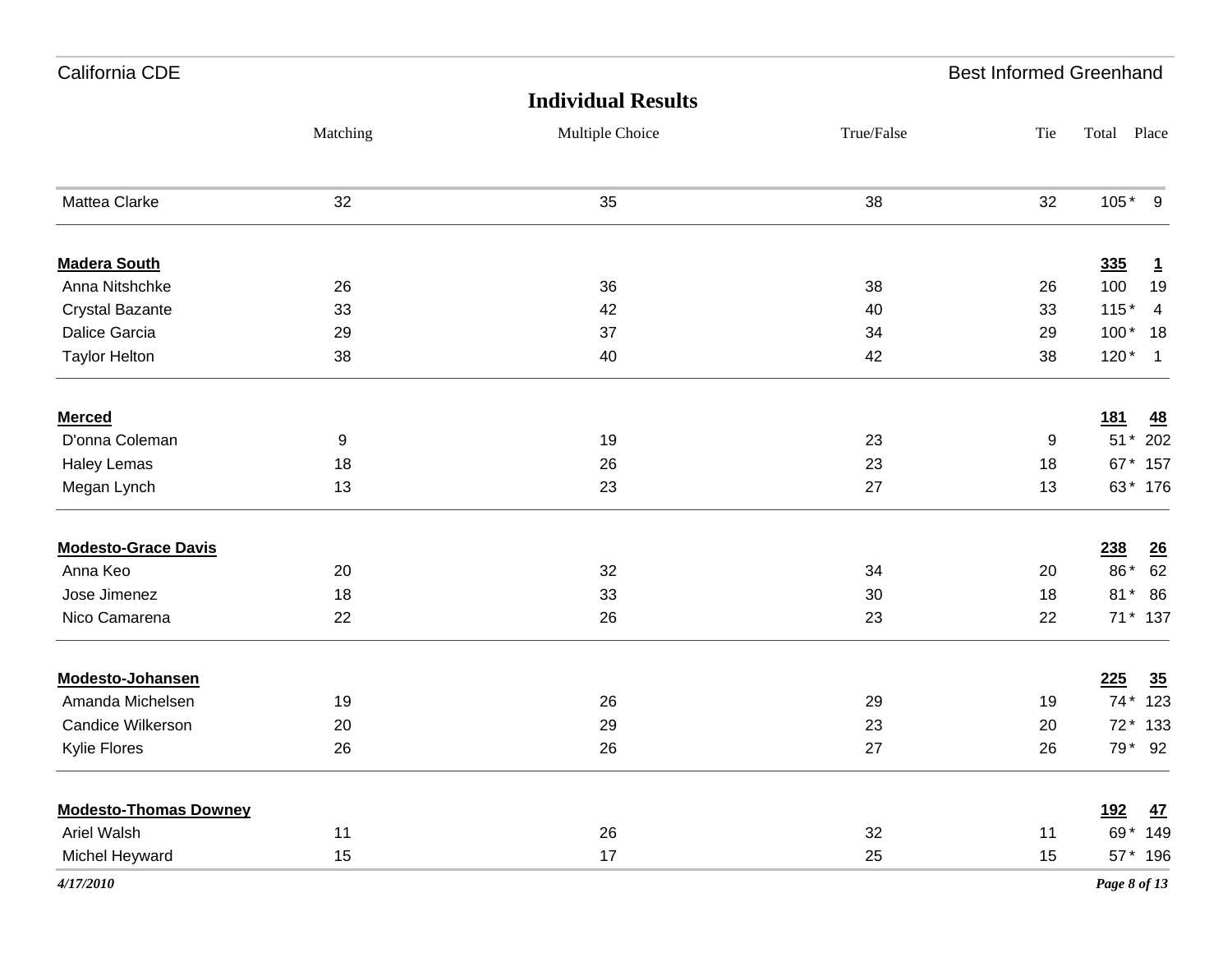## Individual Results

| | Matching | Multiple Choice | True/False | Tie | Total | Place |
|---|---|---|---|---|---|---|
| Mattea Clarke | 32 | 35 | 38 | 32 | 105 * | 9 |
| **Madera South** | | | | | **335** | **1** |
| Anna Nitshchke | 26 | 36 | 38 | 26 | 100 | 19 |
| Crystal Bazante | 33 | 42 | 40 | 33 | 115 * | 4 |
| Dalice Garcia | 29 | 37 | 34 | 29 | 100 * | 18 |
| Taylor Helton | 38 | 40 | 42 | 38 | 120 * | 1 |
| **Merced** | | | | | **181** | **48** |
| D'onna Coleman | 9 | 19 | 23 | 9 | 51 * | 202 |
| Haley Lemas | 18 | 26 | 23 | 18 | 67 * | 157 |
| Megan Lynch | 13 | 23 | 27 | 13 | 63 * | 176 |
| **Modesto-Grace Davis** | | | | | **238** | **26** |
| Anna Keo | 20 | 32 | 34 | 20 | 86 * | 62 |
| Jose Jimenez | 18 | 33 | 30 | 18 | 81 * | 86 |
| Nico Camarena | 22 | 26 | 23 | 22 | 71 * | 137 |
| **Modesto-Johansen** | | | | | **225** | **35** |
| Amanda Michelsen | 19 | 26 | 29 | 19 | 74 * | 123 |
| Candice Wilkerson | 20 | 29 | 23 | 20 | 72 * | 133 |
| Kylie Flores | 26 | 26 | 27 | 26 | 79 * | 92 |
| **Modesto-Thomas Downey** | | | | | **192** | **47** |
| Ariel Walsh | 11 | 26 | 32 | 11 | 69 * | 149 |
| Michel Heyward | 15 | 17 | 25 | 15 | 57 * | 196 |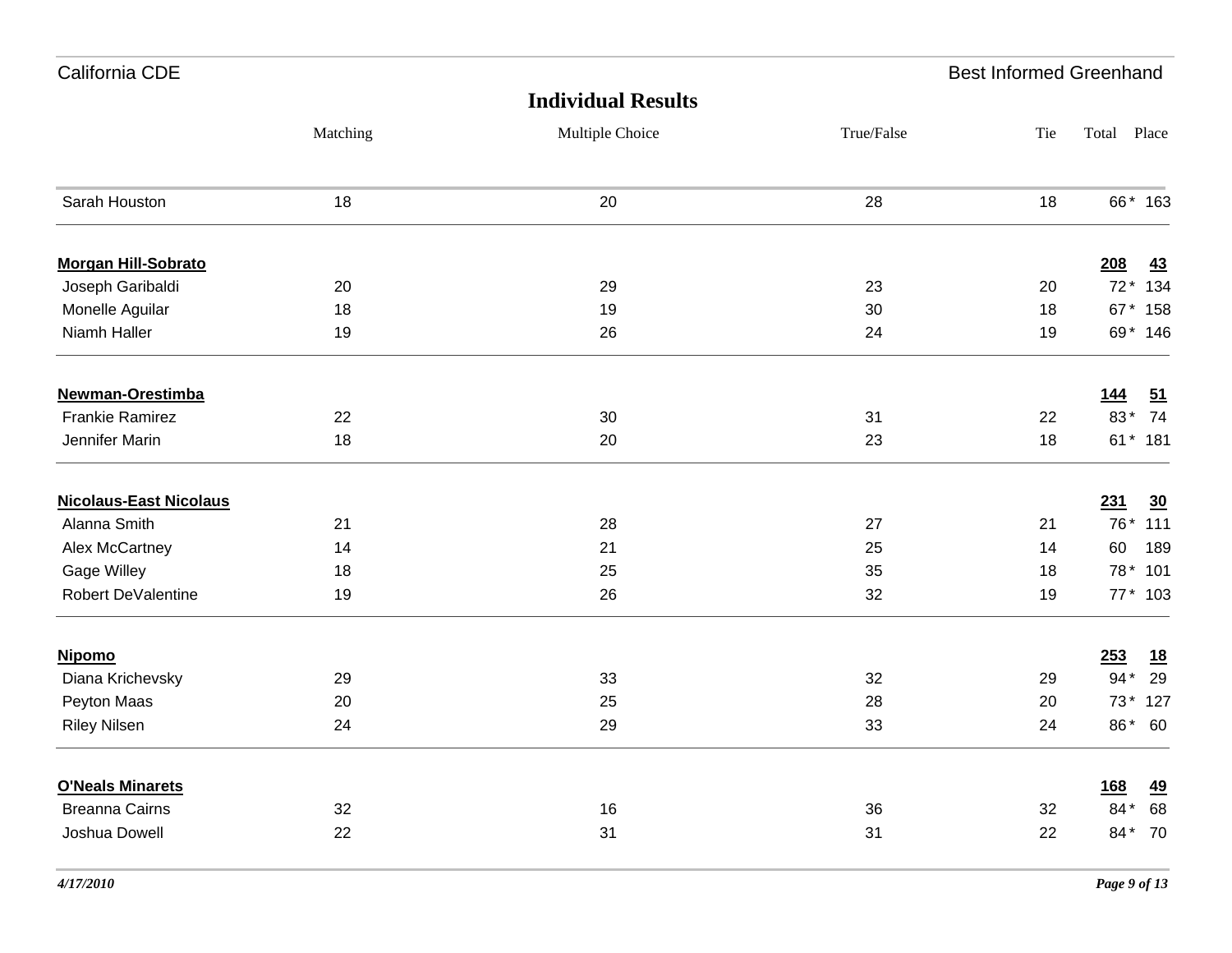California CDE — Best Informed Greenhand

## Individual Results

| | Matching | Multiple Choice | True/False | Tie | Total | Place |
|---|---|---|---|---|---|---|
| Sarah Houston | 18 | 20 | 28 | 18 | 66 * | 163 |
| **Morgan Hill-Sobrato** | | | | | **208** | **43** |
| Joseph Garibaldi | 20 | 29 | 23 | 20 | 72 * | 134 |
| Monelle Aguilar | 18 | 19 | 30 | 18 | 67 * | 158 |
| Niamh Haller | 19 | 26 | 24 | 19 | 69 * | 146 |
| **Newman-Orestimba** | | | | | **144** | **51** |
| Frankie Ramirez | 22 | 30 | 31 | 22 | 83 * | 74 |
| Jennifer Marin | 18 | 20 | 23 | 18 | 61 * | 181 |
| **Nicolaus-East Nicolaus** | | | | | **231** | **30** |
| Alanna Smith | 21 | 28 | 27 | 21 | 76 * | 111 |
| Alex McCartney | 14 | 21 | 25 | 14 | 60 | 189 |
| Gage Willey | 18 | 25 | 35 | 18 | 78 * | 101 |
| Robert DeValentine | 19 | 26 | 32 | 19 | 77 * | 103 |
| **Nipomo** | | | | | **253** | **18** |
| Diana Krichevsky | 29 | 33 | 32 | 29 | 94 * | 29 |
| Peyton Maas | 20 | 25 | 28 | 20 | 73 * | 127 |
| Riley Nilsen | 24 | 29 | 33 | 24 | 86 * | 60 |
| **O'Neals Minarets** | | | | | **168** | **49** |
| Breanna Cairns | 32 | 16 | 36 | 32 | 84 * | 68 |
| Joshua Dowell | 22 | 31 | 31 | 22 | 84 * | 70 |

*4/17/2010*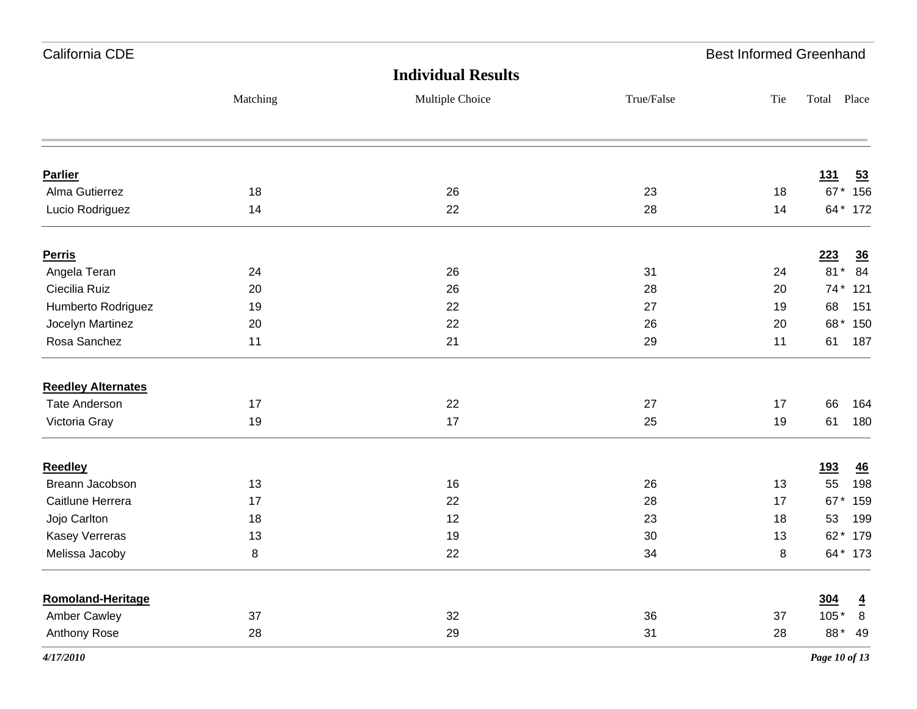California CDE — Best Informed Greenhand

## Individual Results

| | Matching | Multiple Choice | True/False | Tie | Total | Place |
|---|---|---|---|---|---|---|
| **Parlier** | | | | | **131** | **53** |
| Alma Gutierrez | 18 | 26 | 23 | 18 | 67 * | 156 |
| Lucio Rodriguez | 14 | 22 | 28 | 14 | 64 * | 172 |
| **Perris** | | | | | **223** | **36** |
| Angela Teran | 24 | 26 | 31 | 24 | 81 * | 84 |
| Ciecilia Ruiz | 20 | 26 | 28 | 20 | 74 * | 121 |
| Humberto Rodriguez | 19 | 22 | 27 | 19 | 68 | 151 |
| Jocelyn Martinez | 20 | 22 | 26 | 20 | 68 * | 150 |
| Rosa Sanchez | 11 | 21 | 29 | 11 | 61 | 187 |
| **Reedley Alternates** | | | | | | |
| Tate Anderson | 17 | 22 | 27 | 17 | 66 | 164 |
| Victoria Gray | 19 | 17 | 25 | 19 | 61 | 180 |
| **Reedley** | | | | | **193** | **46** |
| Breann Jacobson | 13 | 16 | 26 | 13 | 55 | 198 |
| Caitlune Herrera | 17 | 22 | 28 | 17 | 67 * | 159 |
| Jojo Carlton | 18 | 12 | 23 | 18 | 53 | 199 |
| Kasey Verreras | 13 | 19 | 30 | 13 | 62 * | 179 |
| Melissa Jacoby | 8 | 22 | 34 | 8 | 64 * | 173 |
| **Romoland-Heritage** | | | | | **304** | **4** |
| Amber Cawley | 37 | 32 | 36 | 37 | 105 * | 8 |
| Anthony Rose | 28 | 29 | 31 | 28 | 88 * | 49 |

*4/17/2010*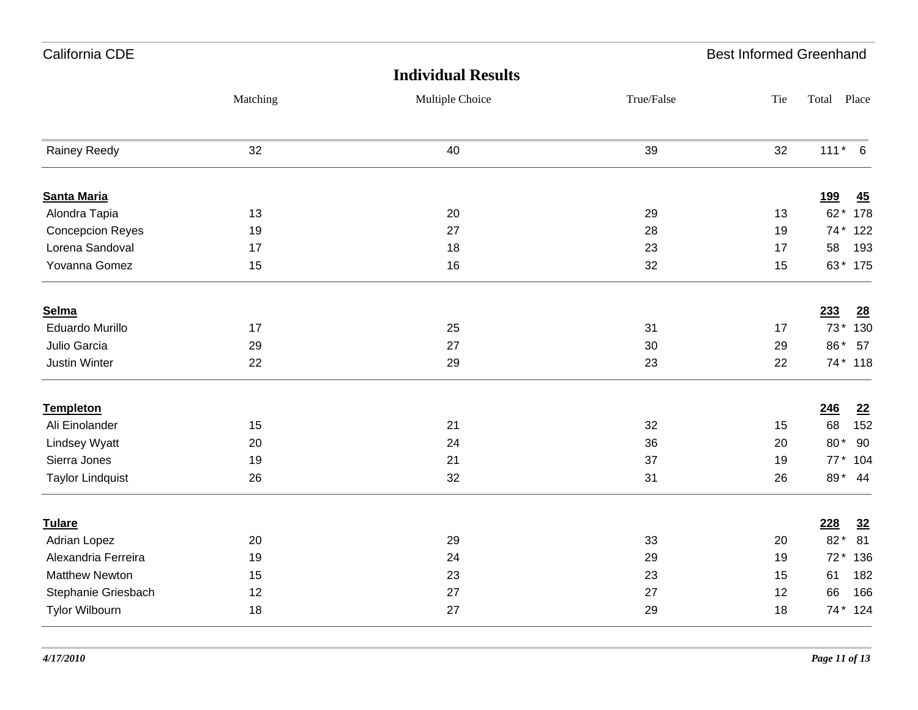## Individual Results

| | Matching | Multiple Choice | True/False | Tie | Total | Place |
|---|---|---|---|---|---|---|
| Rainey Reedy | 32 | 40 | 39 | 32 | 111 * | 6 |
| **Santa Maria** | | | | | **199** | **45** |
| Alondra Tapia | 13 | 20 | 29 | 13 | 62 * | 178 |
| Concepcion Reyes | 19 | 27 | 28 | 19 | 74 * | 122 |
| Lorena Sandoval | 17 | 18 | 23 | 17 | 58 | 193 |
| Yovanna Gomez | 15 | 16 | 32 | 15 | 63 * | 175 |
| **Selma** | | | | | **233** | **28** |
| Eduardo Murillo | 17 | 25 | 31 | 17 | 73 * | 130 |
| Julio Garcia | 29 | 27 | 30 | 29 | 86 * | 57 |
| Justin Winter | 22 | 29 | 23 | 22 | 74 * | 118 |
| **Templeton** | | | | | **246** | **22** |
| Ali Einolander | 15 | 21 | 32 | 15 | 68 | 152 |
| Lindsey Wyatt | 20 | 24 | 36 | 20 | 80 * | 90 |
| Sierra Jones | 19 | 21 | 37 | 19 | 77 * | 104 |
| Taylor Lindquist | 26 | 32 | 31 | 26 | 89 * | 44 |
| **Tulare** | | | | | **228** | **32** |
| Adrian Lopez | 20 | 29 | 33 | 20 | 82 * | 81 |
| Alexandria Ferreira | 19 | 24 | 29 | 19 | 72 * | 136 |
| Matthew Newton | 15 | 23 | 23 | 15 | 61 | 182 |
| Stephanie Griesbach | 12 | 27 | 27 | 12 | 66 | 166 |
| Tylor Wilbourn | 18 | 27 | 29 | 18 | 74 * | 124 |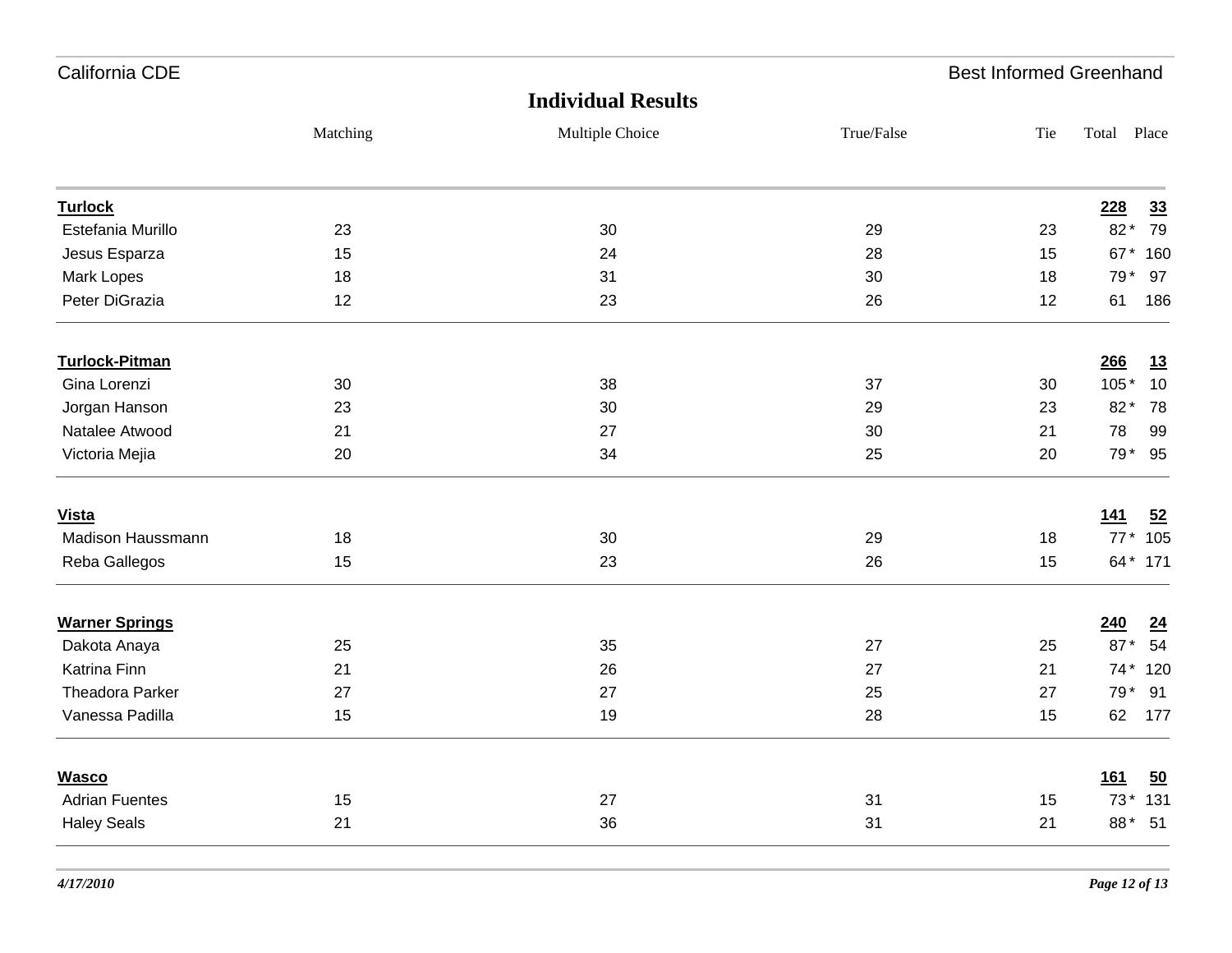California CDE — Best Informed Greenhand

## Individual Results

| | Matching | Multiple Choice | True/False | Tie | Total | Place |
|---|---|---|---|---|---|---|
| **Turlock** | | | | | **228** | **33** |
| Estefania Murillo | 23 | 30 | 29 | 23 | 82 * | 79 |
| Jesus Esparza | 15 | 24 | 28 | 15 | 67 * | 160 |
| Mark Lopes | 18 | 31 | 30 | 18 | 79 * | 97 |
| Peter DiGrazia | 12 | 23 | 26 | 12 | 61 | 186 |
| **Turlock-Pitman** | | | | | **266** | **13** |
| Gina Lorenzi | 30 | 38 | 37 | 30 | 105 * | 10 |
| Jorgan Hanson | 23 | 30 | 29 | 23 | 82 * | 78 |
| Natalee Atwood | 21 | 27 | 30 | 21 | 78 | 99 |
| Victoria Mejia | 20 | 34 | 25 | 20 | 79 * | 95 |
| **Vista** | | | | | **141** | **52** |
| Madison Haussmann | 18 | 30 | 29 | 18 | 77 * | 105 |
| Reba Gallegos | 15 | 23 | 26 | 15 | 64 * | 171 |
| **Warner Springs** | | | | | **240** | **24** |
| Dakota Anaya | 25 | 35 | 27 | 25 | 87 * | 54 |
| Katrina Finn | 21 | 26 | 27 | 21 | 74 * | 120 |
| Theadora Parker | 27 | 27 | 25 | 27 | 79 * | 91 |
| Vanessa Padilla | 15 | 19 | 28 | 15 | 62 | 177 |
| **Wasco** | | | | | **161** | **50** |
| Adrian Fuentes | 15 | 27 | 31 | 15 | 73 * | 131 |
| Haley Seals | 21 | 36 | 31 | 21 | 88 * | 51 |

*4/17/2010*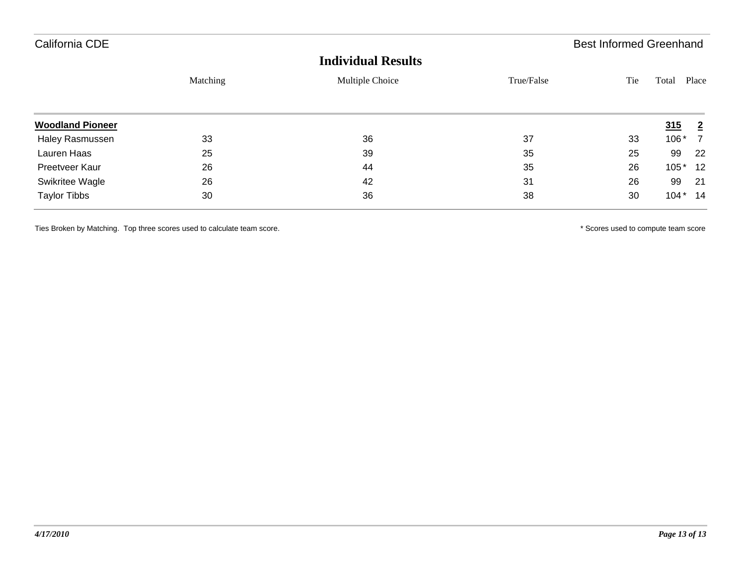California CDE — Best Informed Greenhand

## Individual Results

| | Matching | Multiple Choice | True/False | Tie | Total | Place |
|---|---|---|---|---|---|---|
| **Woodland Pioneer** | | | | | **315** | **2** |
| Haley Rasmussen | 33 | 36 | 37 | 33 | 106 * | 7 |
| Lauren Haas | 25 | 39 | 35 | 25 | 99 | 22 |
| Preetveer Kaur | 26 | 44 | 35 | 26 | 105 * | 12 |
| Swikritee Wagle | 26 | 42 | 31 | 26 | 99 | 21 |
| Taylor Tibbs | 30 | 36 | 38 | 30 | 104 * | 14 |

Ties Broken by Matching. Top three scores used to calculate team score.

* Scores used to compute team score

*4/17/2010*